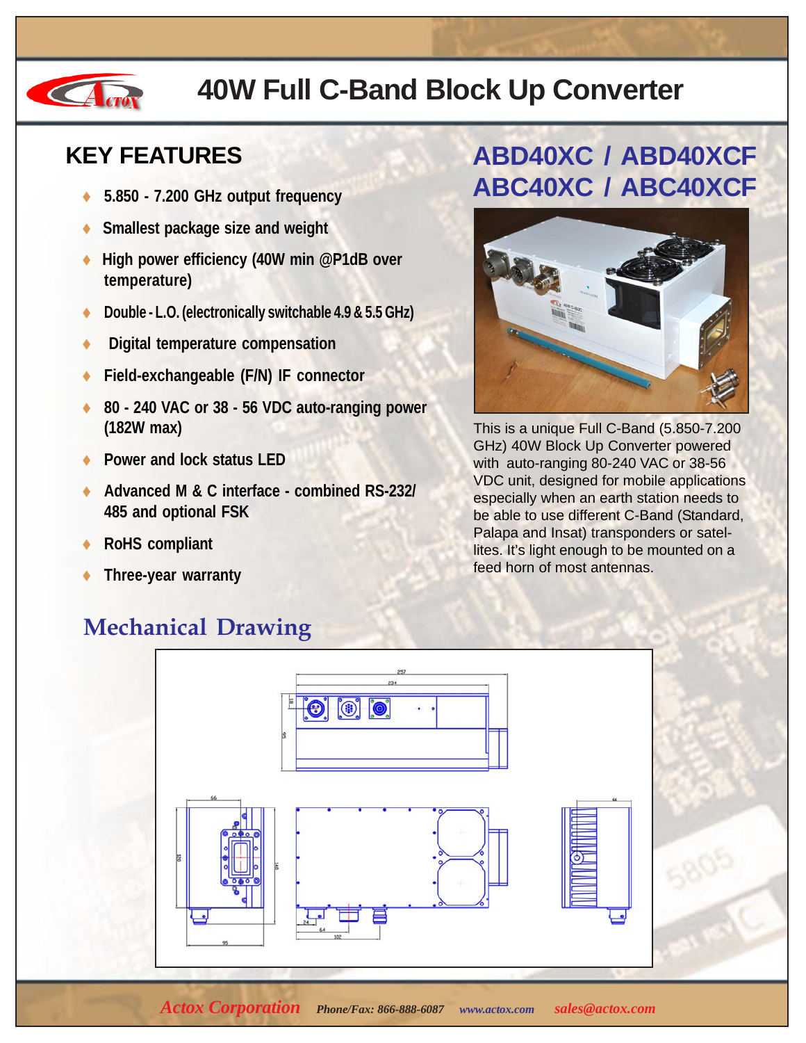# 40W Full C-Band Block Up Converter

## KEY FEATURES

- 5.850 - 7.200 GHz output frequency
- Smallest package size and weight
- High power efficiency (40W min @P1dB over temperature)
- Double - L.O. (electronically switchable 4.9 & 5.5 GHz)
- Digital temperature compensation
- Field-exchangeable (F/N) IF connector
- 80 - 240 VAC or 38 - 56 VDC auto-ranging power (182W max)
- Power and lock status LED
- Advanced M & C interface - combined RS-232/485 and optional FSK
- RoHS compliant
- Three-year warranty

## ABD40XC / ABD40XCF
## ABC40XC / ABC40XCF

This is a unique Full C-Band (5.850-7.200 GHz) 40W Block Up Converter powered with auto-ranging 80-240 VAC or 38-56 VDC unit, designed for mobile applications especially when an earth station needs to be able to use different C-Band (Standard, Palapa and Insat) transponders or satellites. It's light enough to be mounted on a feed horn of most antennas.

## Mechanical Drawing

*Actox Corporation* *Phone/Fax: 866-888-6087* *www.actox.com* *sales@actox.com*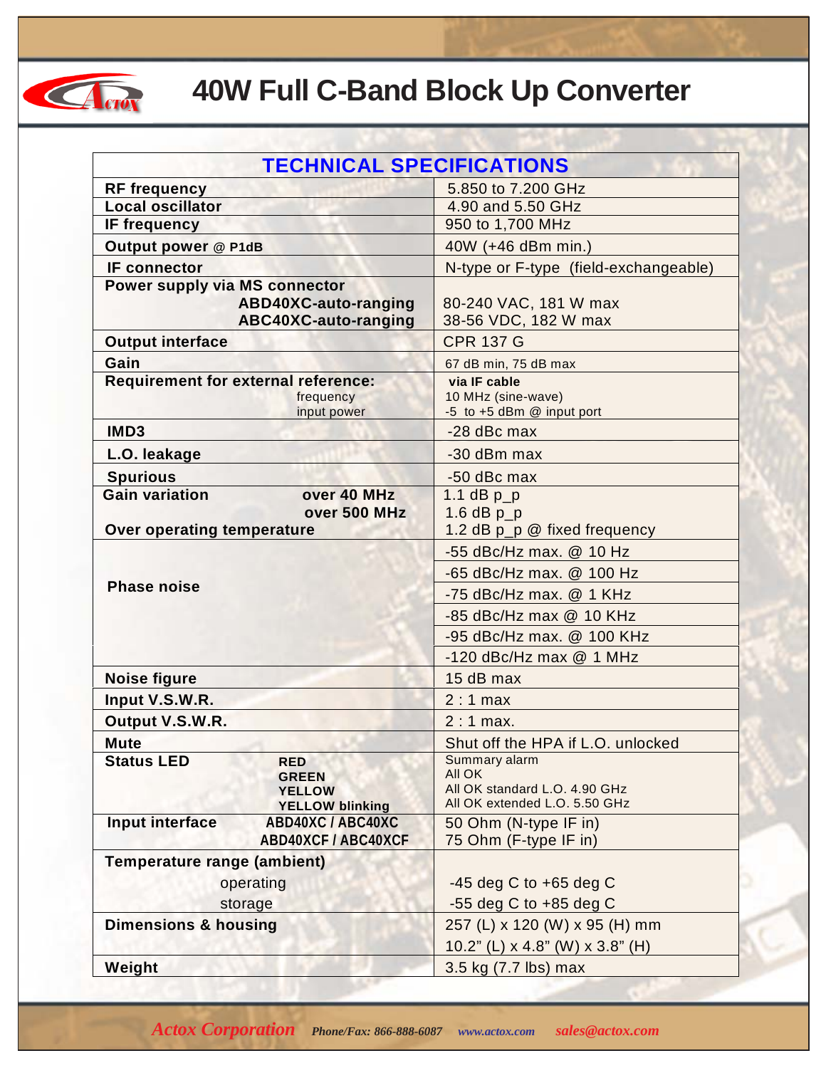# 40W Full C-Band Block Up Converter

| TECHNICAL SPECIFICATIONS | |
|---|---|
| **RF frequency** | 5.850 to 7.200 GHz |
| **Local oscillator** | 4.90 and 5.50 GHz |
| **IF frequency** | 950 to 1,700 MHz |
| **Output power @ P1dB** | 40W (+46 dBm min.) |
| **IF connector** | N-type or F-type (field-exchangeable) |
| **Power supply via MS connector**<br>**ABD40XC-auto-ranging**<br>**ABC40XC-auto-ranging** | <br>80-240 VAC, 181 W max<br>38-56 VDC, 182 W max |
| **Output interface** | CPR 137 G |
| **Gain** | 67 dB min, 75 dB max |
| **Requirement for external reference:**<br>frequency<br>input power | **via IF cable**<br>10 MHz (sine-wave)<br>-5 to +5 dBm @ input port |
| **IMD3** | -28 dBc max |
| **L.O. leakage** | -30 dBm max |
| **Spurious** | -50 dBc max |
| **Gain variation** **over 40 MHz**<br>**over 500 MHz**<br>**Over operating temperature** | 1.1 dB p_p<br>1.6 dB p_p<br>1.2 dB p_p @ fixed frequency |
| **Phase noise** | -55 dBc/Hz max. @ 10 Hz |
| | -65 dBc/Hz max. @ 100 Hz |
| | -75 dBc/Hz max. @ 1 KHz |
| | -85 dBc/Hz max @ 10 KHz |
| | -95 dBc/Hz max. @ 100 KHz |
| | -120 dBc/Hz max @ 1 MHz |
| **Noise figure** | 15 dB max |
| **Input V.S.W.R.** | 2 : 1 max |
| **Output V.S.W.R.** | 2 : 1 max. |
| **Mute** | Shut off the HPA if L.O. unlocked |
| **Status LED** **RED**<br>**GREEN**<br>**YELLOW**<br>**YELLOW blinking** | Summary alarm<br>All OK<br>All OK standard L.O. 4.90 GHz<br>All OK extended L.O. 5.50 GHz |
| **Input interface** **ABD40XC / ABC40XC**<br>**ABD40XCF / ABC40XCF** | 50 Ohm (N-type IF in)<br>75 Ohm (F-type IF in) |
| **Temperature range (ambient)**<br>operating<br>storage | <br>-45 deg C to +65 deg C<br>-55 deg C to +85 deg C |
| **Dimensions & housing** | 257 (L) x 120 (W) x 95 (H) mm<br>10.2" (L) x 4.8" (W) x 3.8" (H) |
| **Weight** | 3.5 kg (7.7 lbs) max |

*Actox Corporation* *Phone/Fax: 866-888-6087* *www.actox.com* *sales@actox.com*